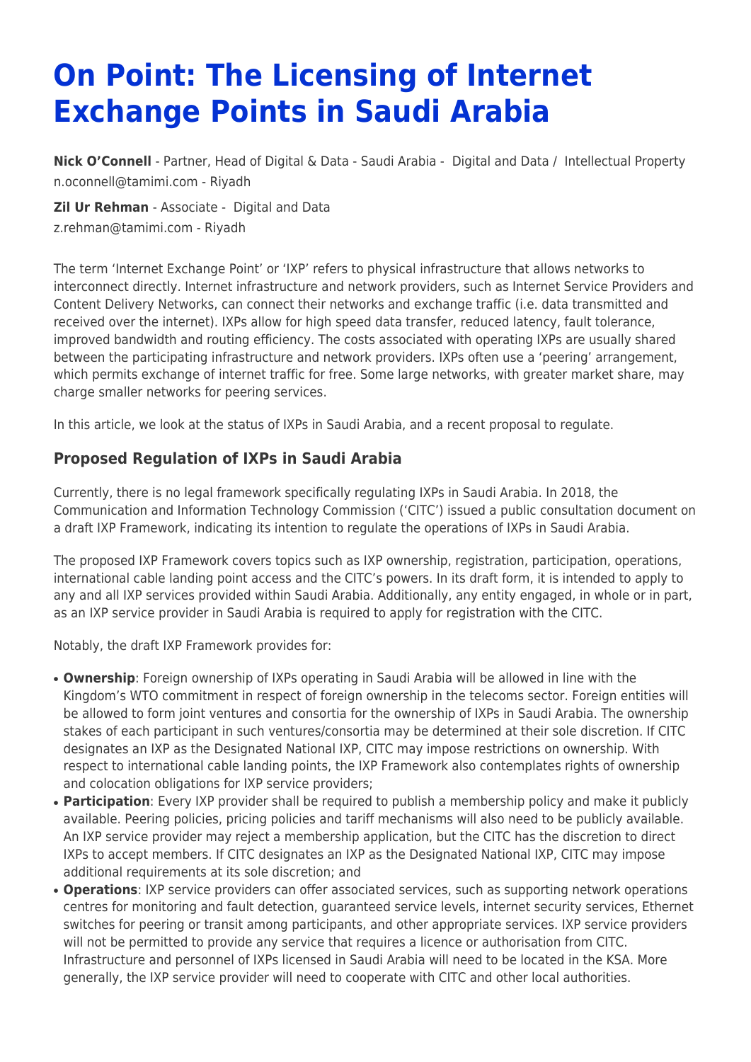# On Point: The Licensing of Internet Exchange Points in Saudi Arabia

**Nick O'Connell** - Partner, Head of Digital & Data - Saudi Arabia - Digital and Data / Intellectual Property
n.oconnell@tamimi.com - Riyadh

**Zil Ur Rehman** - Associate - Digital and Data
z.rehman@tamimi.com - Riyadh

The term 'Internet Exchange Point' or 'IXP' refers to physical infrastructure that allows networks to interconnect directly. Internet infrastructure and network providers, such as Internet Service Providers and Content Delivery Networks, can connect their networks and exchange traffic (i.e. data transmitted and received over the internet). IXPs allow for high speed data transfer, reduced latency, fault tolerance, improved bandwidth and routing efficiency. The costs associated with operating IXPs are usually shared between the participating infrastructure and network providers. IXPs often use a 'peering' arrangement, which permits exchange of internet traffic for free. Some large networks, with greater market share, may charge smaller networks for peering services.

In this article, we look at the status of IXPs in Saudi Arabia, and a recent proposal to regulate.

## Proposed Regulation of IXPs in Saudi Arabia

Currently, there is no legal framework specifically regulating IXPs in Saudi Arabia. In 2018, the Communication and Information Technology Commission ('CITC') issued a public consultation document on a draft IXP Framework, indicating its intention to regulate the operations of IXPs in Saudi Arabia.

The proposed IXP Framework covers topics such as IXP ownership, registration, participation, operations, international cable landing point access and the CITC's powers. In its draft form, it is intended to apply to any and all IXP services provided within Saudi Arabia. Additionally, any entity engaged, in whole or in part, as an IXP service provider in Saudi Arabia is required to apply for registration with the CITC.

Notably, the draft IXP Framework provides for:

- **Ownership**: Foreign ownership of IXPs operating in Saudi Arabia will be allowed in line with the Kingdom's WTO commitment in respect of foreign ownership in the telecoms sector. Foreign entities will be allowed to form joint ventures and consortia for the ownership of IXPs in Saudi Arabia. The ownership stakes of each participant in such ventures/consortia may be determined at their sole discretion. If CITC designates an IXP as the Designated National IXP, CITC may impose restrictions on ownership. With respect to international cable landing points, the IXP Framework also contemplates rights of ownership and colocation obligations for IXP service providers;
- **Participation**: Every IXP provider shall be required to publish a membership policy and make it publicly available. Peering policies, pricing policies and tariff mechanisms will also need to be publicly available. An IXP service provider may reject a membership application, but the CITC has the discretion to direct IXPs to accept members. If CITC designates an IXP as the Designated National IXP, CITC may impose additional requirements at its sole discretion; and
- **Operations**: IXP service providers can offer associated services, such as supporting network operations centres for monitoring and fault detection, guaranteed service levels, internet security services, Ethernet switches for peering or transit among participants, and other appropriate services. IXP service providers will not be permitted to provide any service that requires a licence or authorisation from CITC. Infrastructure and personnel of IXPs licensed in Saudi Arabia will need to be located in the KSA. More generally, the IXP service provider will need to cooperate with CITC and other local authorities.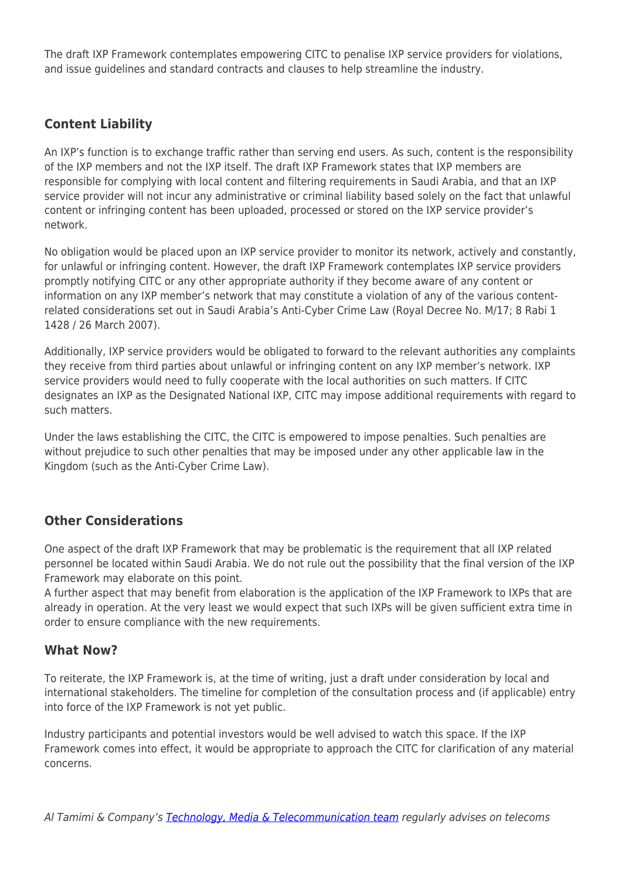The draft IXP Framework contemplates empowering CITC to penalise IXP service providers for violations, and issue guidelines and standard contracts and clauses to help streamline the industry.

### Content Liability

An IXP's function is to exchange traffic rather than serving end users. As such, content is the responsibility of the IXP members and not the IXP itself. The draft IXP Framework states that IXP members are responsible for complying with local content and filtering requirements in Saudi Arabia, and that an IXP service provider will not incur any administrative or criminal liability based solely on the fact that unlawful content or infringing content has been uploaded, processed or stored on the IXP service provider's network.

No obligation would be placed upon an IXP service provider to monitor its network, actively and constantly, for unlawful or infringing content. However, the draft IXP Framework contemplates IXP service providers promptly notifying CITC or any other appropriate authority if they become aware of any content or information on any IXP member's network that may constitute a violation of any of the various content-related considerations set out in Saudi Arabia's Anti-Cyber Crime Law (Royal Decree No. M/17; 8 Rabi 1 1428 / 26 March 2007).

Additionally, IXP service providers would be obligated to forward to the relevant authorities any complaints they receive from third parties about unlawful or infringing content on any IXP member's network. IXP service providers would need to fully cooperate with the local authorities on such matters. If CITC designates an IXP as the Designated National IXP, CITC may impose additional requirements with regard to such matters.

Under the laws establishing the CITC, the CITC is empowered to impose penalties. Such penalties are without prejudice to such other penalties that may be imposed under any other applicable law in the Kingdom (such as the Anti-Cyber Crime Law).

### Other Considerations

One aspect of the draft IXP Framework that may be problematic is the requirement that all IXP related personnel be located within Saudi Arabia. We do not rule out the possibility that the final version of the IXP Framework may elaborate on this point.
A further aspect that may benefit from elaboration is the application of the IXP Framework to IXPs that are already in operation. At the very least we would expect that such IXPs will be given sufficient extra time in order to ensure compliance with the new requirements.

### What Now?

To reiterate, the IXP Framework is, at the time of writing, just a draft under consideration by local and international stakeholders. The timeline for completion of the consultation process and (if applicable) entry into force of the IXP Framework is not yet public.

Industry participants and potential investors would be well advised to watch this space. If the IXP Framework comes into effect, it would be appropriate to approach the CITC for clarification of any material concerns.

*Al Tamimi & Company's [Technology, Media & Telecommunication team](#) regularly advises on telecoms*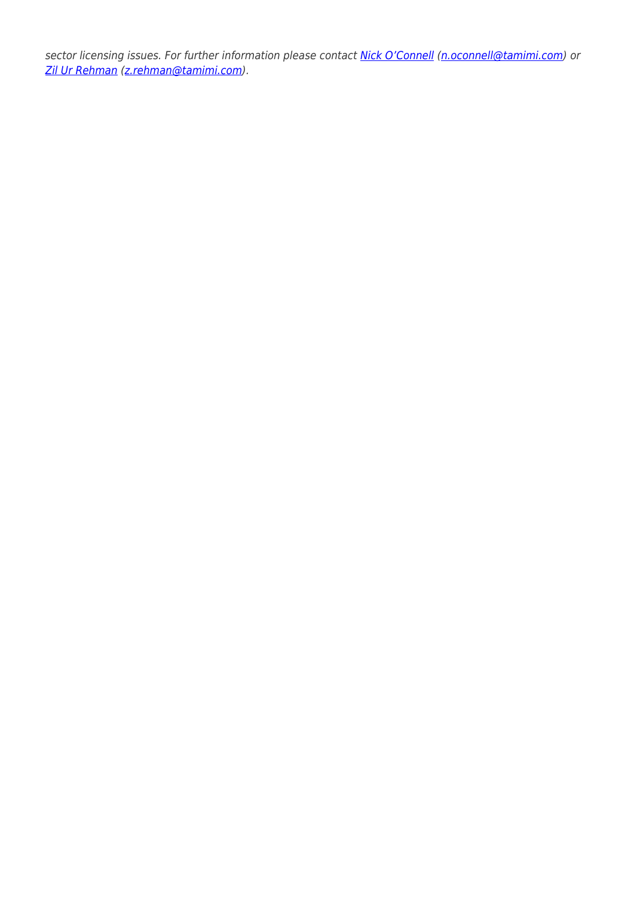*sector licensing issues. For further information please contact [Nick O'Connell](#) ([n.oconnell@tamimi.com](mailto:n.oconnell@tamimi.com)) or [Zil Ur Rehman](#) ([z.rehman@tamimi.com](mailto:z.rehman@tamimi.com)).*